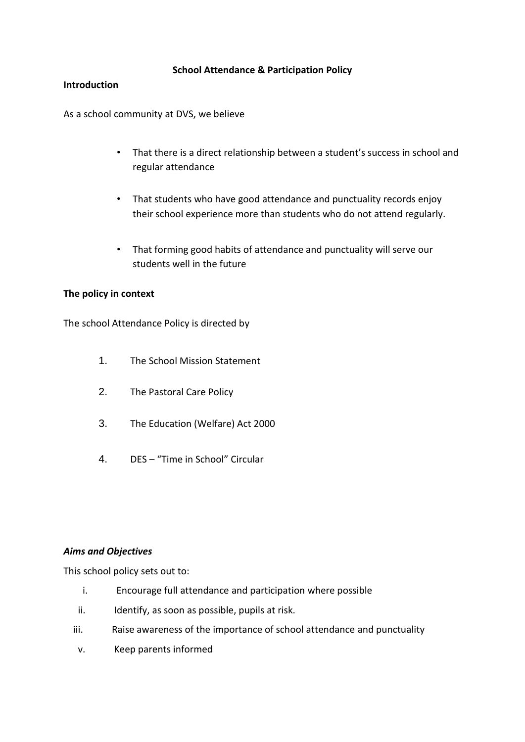# School Attendance & Participation Policy

**Introduction**

As a school community at DVS, we believe

- That there is a direct relationship between a student's success in school and regular attendance
- That students who have good attendance and punctuality records enjoy their school experience more than students who do not attend regularly.
- That forming good habits of attendance and punctuality will serve our students well in the future

**The policy in context**

The school Attendance Policy is directed by

1. The School Mission Statement
2. The Pastoral Care Policy
3. The Education (Welfare) Act 2000
4. DES – "Time in School" Circular

***Aims and Objectives***

This school policy sets out to:

i. Encourage full attendance and participation where possible

ii. Identify, as soon as possible, pupils at risk.

iii. Raise awareness of the importance of school attendance and punctuality

v. Keep parents informed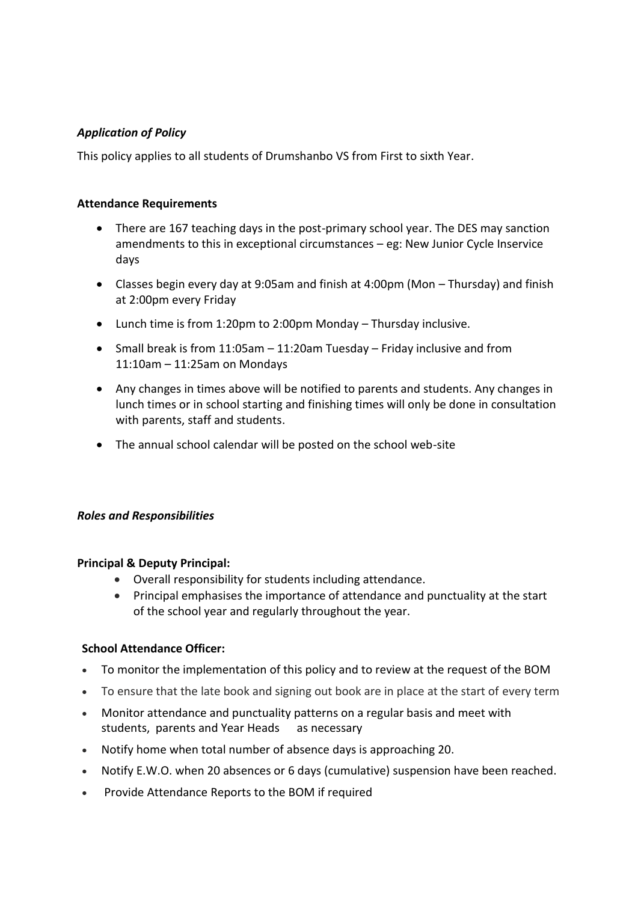### *Application of Policy*

This policy applies to all students of Drumshanbo VS from First to sixth Year.

**Attendance Requirements**

- There are 167 teaching days in the post-primary school year. The DES may sanction amendments to this in exceptional circumstances – eg: New Junior Cycle Inservice days
- Classes begin every day at 9:05am and finish at 4:00pm (Mon – Thursday) and finish at 2:00pm every Friday
- Lunch time is from 1:20pm to 2:00pm Monday – Thursday inclusive.
- Small break is from 11:05am – 11:20am Tuesday – Friday inclusive and from 11:10am – 11:25am on Mondays
- Any changes in times above will be notified to parents and students. Any changes in lunch times or in school starting and finishing times will only be done in consultation with parents, staff and students.
- The annual school calendar will be posted on the school web-site

### *Roles and Responsibilities*

**Principal & Deputy Principal:**

- Overall responsibility for students including attendance.
- Principal emphasises the importance of attendance and punctuality at the start of the school year and regularly throughout the year.

**School Attendance Officer:**

- To monitor the implementation of this policy and to review at the request of the BOM
- To ensure that the late book and signing out book are in place at the start of every term
- Monitor attendance and punctuality patterns on a regular basis and meet with students, parents and Year Heads as necessary
- Notify home when total number of absence days is approaching 20.
- Notify E.W.O. when 20 absences or 6 days (cumulative) suspension have been reached.
- Provide Attendance Reports to the BOM if required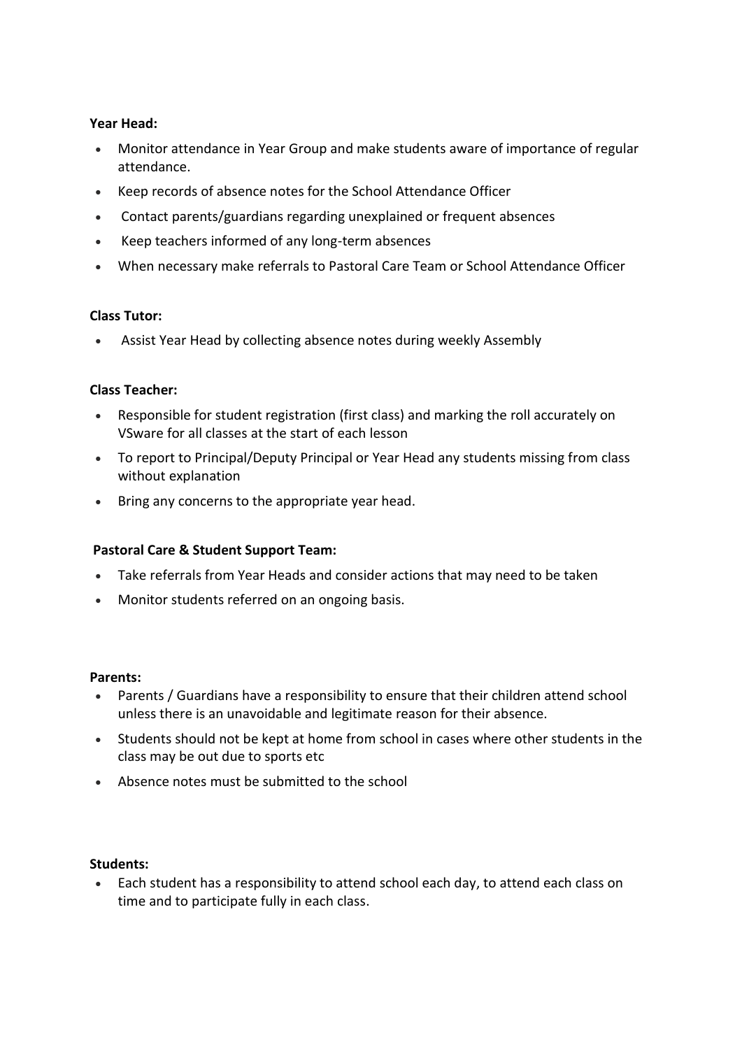**Year Head:**

- Monitor attendance in Year Group and make students aware of importance of regular attendance.
- Keep records of absence notes for the School Attendance Officer
- Contact parents/guardians regarding unexplained or frequent absences
- Keep teachers informed of any long-term absences
- When necessary make referrals to Pastoral Care Team or School Attendance Officer

**Class Tutor:**

- Assist Year Head by collecting absence notes during weekly Assembly

**Class Teacher:**

- Responsible for student registration (first class) and marking the roll accurately on VSware for all classes at the start of each lesson
- To report to Principal/Deputy Principal or Year Head any students missing from class without explanation
- Bring any concerns to the appropriate year head.

**Pastoral Care & Student Support Team:**

- Take referrals from Year Heads and consider actions that may need to be taken
- Monitor students referred on an ongoing basis.

**Parents:**

- Parents / Guardians have a responsibility to ensure that their children attend school unless there is an unavoidable and legitimate reason for their absence.
- Students should not be kept at home from school in cases where other students in the class may be out due to sports etc
- Absence notes must be submitted to the school

**Students:**

- Each student has a responsibility to attend school each day, to attend each class on time and to participate fully in each class.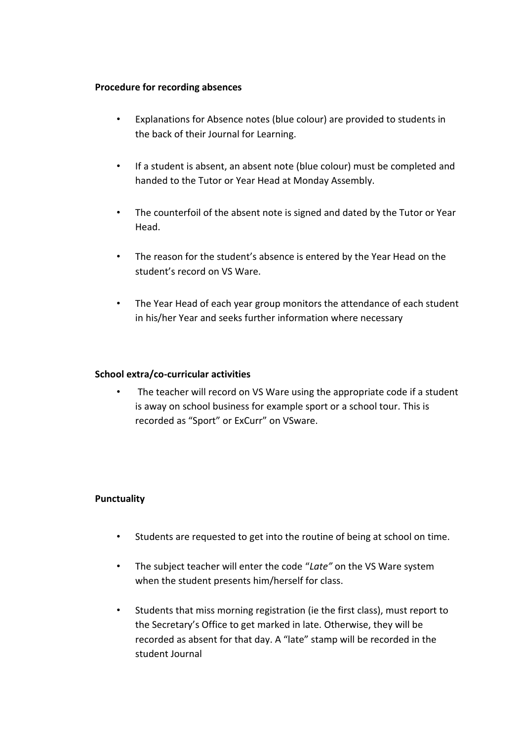**Procedure for recording absences**

- Explanations for Absence notes (blue colour) are provided to students in the back of their Journal for Learning.
- If a student is absent, an absent note (blue colour) must be completed and handed to the Tutor or Year Head at Monday Assembly.
- The counterfoil of the absent note is signed and dated by the Tutor or Year Head.
- The reason for the student's absence is entered by the Year Head on the student's record on VS Ware.
- The Year Head of each year group monitors the attendance of each student in his/her Year and seeks further information where necessary

**School extra/co-curricular activities**

- The teacher will record on VS Ware using the appropriate code if a student is away on school business for example sport or a school tour. This is recorded as "Sport" or ExCurr" on VSware.

**Punctuality**

- Students are requested to get into the routine of being at school on time.
- The subject teacher will enter the code "*Late"* on the VS Ware system when the student presents him/herself for class.
- Students that miss morning registration (ie the first class), must report to the Secretary's Office to get marked in late. Otherwise, they will be recorded as absent for that day. A "late" stamp will be recorded in the student Journal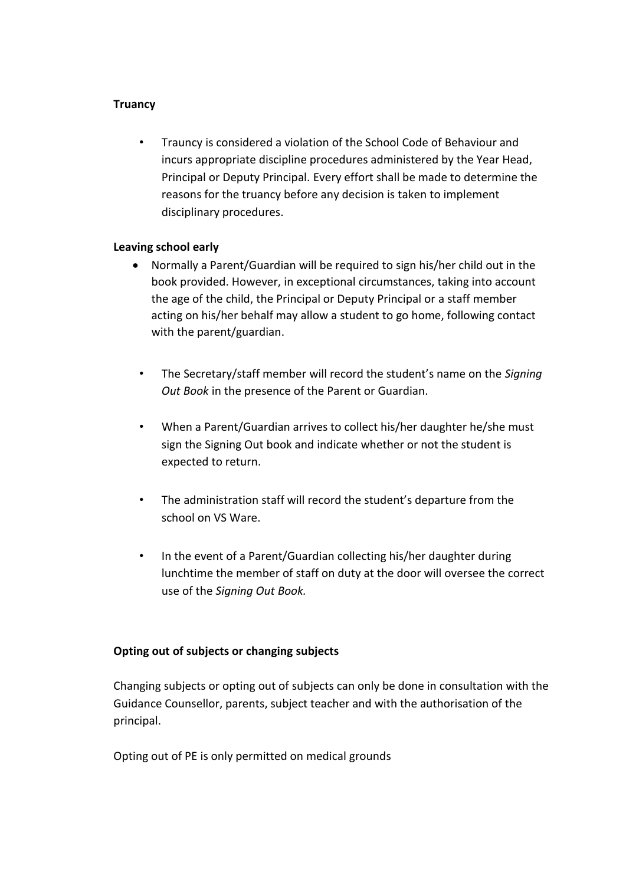**Truancy**

- Trauncy is considered a violation of the School Code of Behaviour and incurs appropriate discipline procedures administered by the Year Head, Principal or Deputy Principal. Every effort shall be made to determine the reasons for the truancy before any decision is taken to implement disciplinary procedures.

**Leaving school early**

- Normally a Parent/Guardian will be required to sign his/her child out in the book provided. However, in exceptional circumstances, taking into account the age of the child, the Principal or Deputy Principal or a staff member acting on his/her behalf may allow a student to go home, following contact with the parent/guardian.
- The Secretary/staff member will record the student's name on the *Signing Out Book* in the presence of the Parent or Guardian.
- When a Parent/Guardian arrives to collect his/her daughter he/she must sign the Signing Out book and indicate whether or not the student is expected to return.
- The administration staff will record the student's departure from the school on VS Ware.
- In the event of a Parent/Guardian collecting his/her daughter during lunchtime the member of staff on duty at the door will oversee the correct use of the *Signing Out Book.*

**Opting out of subjects or changing subjects**

Changing subjects or opting out of subjects can only be done in consultation with the Guidance Counsellor, parents, subject teacher and with the authorisation of the principal.

Opting out of PE is only permitted on medical grounds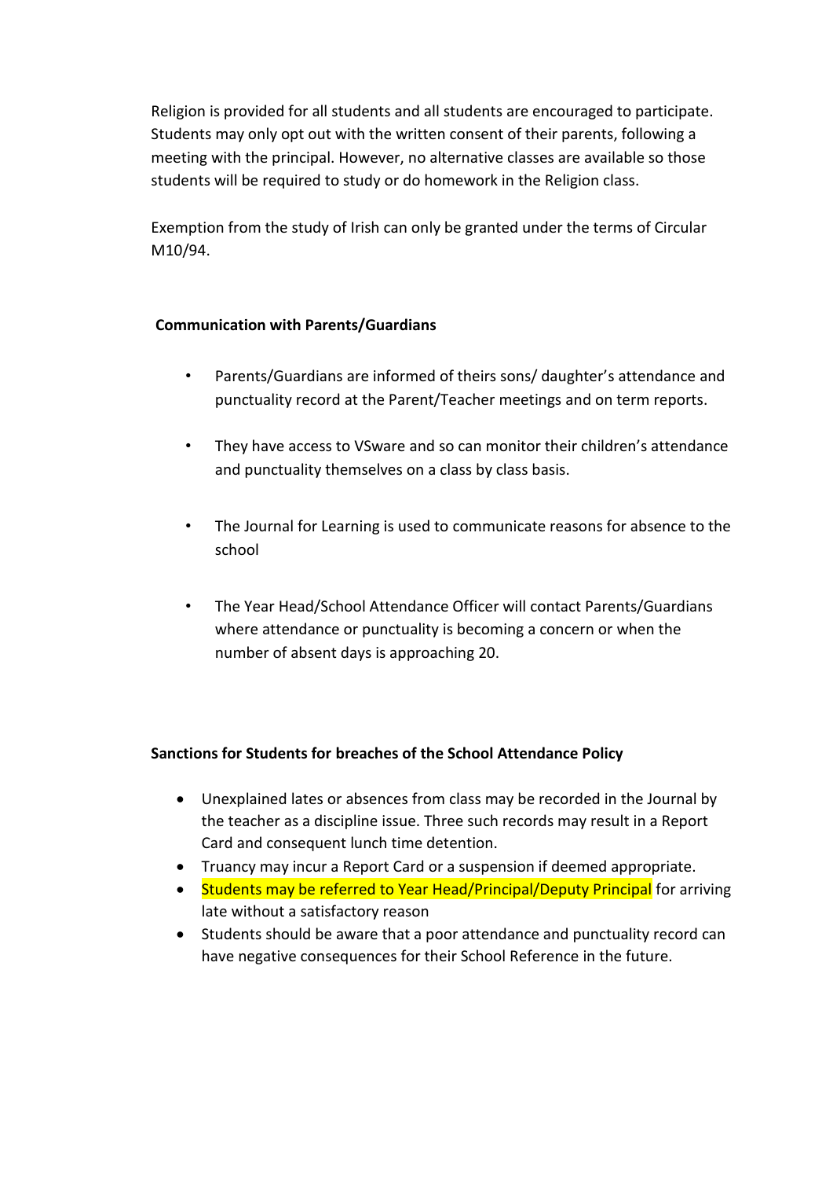Religion is provided for all students and all students are encouraged to participate. Students may only opt out with the written consent of their parents, following a meeting with the principal. However, no alternative classes are available so those students will be required to study or do homework in the Religion class.

Exemption from the study of Irish can only be granted under the terms of Circular M10/94.

**Communication with Parents/Guardians**

- Parents/Guardians are informed of theirs sons/ daughter's attendance and punctuality record at the Parent/Teacher meetings and on term reports.
- They have access to VSware and so can monitor their children's attendance and punctuality themselves on a class by class basis.
- The Journal for Learning is used to communicate reasons for absence to the school
- The Year Head/School Attendance Officer will contact Parents/Guardians where attendance or punctuality is becoming a concern or when the number of absent days is approaching 20.

**Sanctions for Students for breaches of the School Attendance Policy**

- Unexplained lates or absences from class may be recorded in the Journal by the teacher as a discipline issue. Three such records may result in a Report Card and consequent lunch time detention.
- Truancy may incur a Report Card or a suspension if deemed appropriate.
- Students may be referred to Year Head/Principal/Deputy Principal for arriving late without a satisfactory reason
- Students should be aware that a poor attendance and punctuality record can have negative consequences for their School Reference in the future.